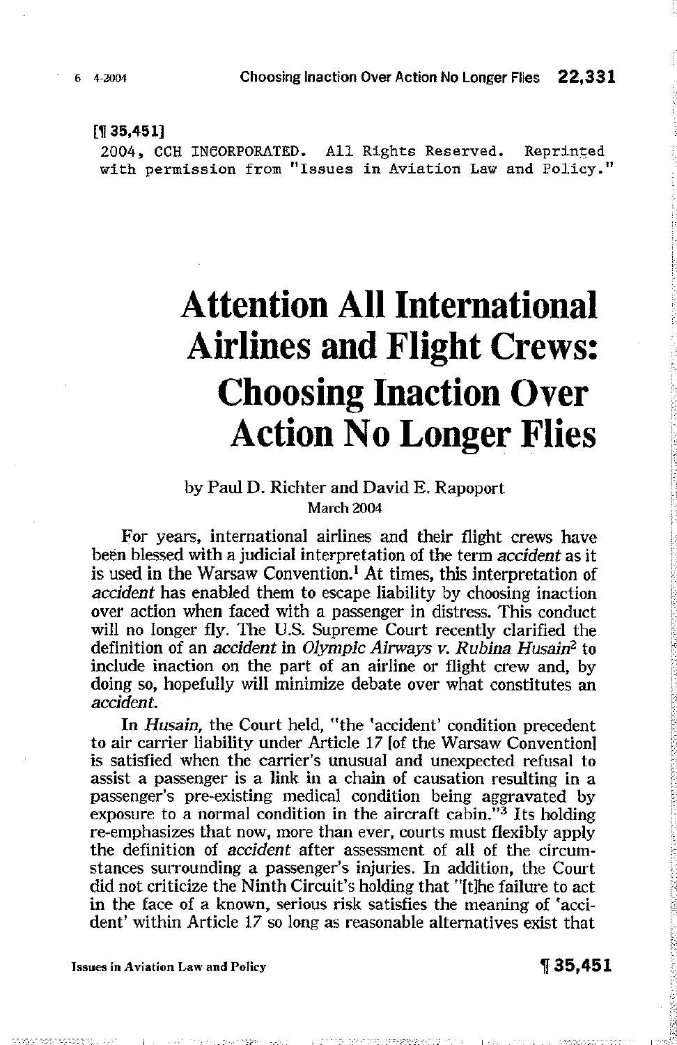[¶ 35,451]

2004, CCH INCORPORATED. All Rights Reserved. Reprinted with permission from "Issues in Aviation Law and Policy."

# Attention All International Airlines and Flight Crews: Choosing Inaction Over Action No Longer Flies

by Paul D. Richter and David E. Rapoport

March 2004

For years, international airlines and their flight crews have been blessed with a judicial interpretation of the term *accident* as it is used in the Warsaw Convention.[1] At times, this interpretation of *accident* has enabled them to escape liability by choosing inaction over action when faced with a passenger in distress. This conduct will no longer fly. The U.S. Supreme Court recently clarified the definition of an *accident* in *Olympic Airways v. Rubina Husain*[2] to include inaction on the part of an airline or flight crew and, by doing so, hopefully will minimize debate over what constitutes an *accident.*

In *Husain,* the Court held, "the 'accident' condition precedent to air carrier liability under Article 17 [of the Warsaw Convention] is satisfied when the carrier's unusual and unexpected refusal to assist a passenger is a link in a chain of causation resulting in a passenger's pre-existing medical condition being aggravated by exposure to a normal condition in the aircraft cabin."[3] Its holding re-emphasizes that now, more than ever, courts must flexibly apply the definition of *accident* after assessment of all of the circumstances surrounding a passenger's injuries. In addition, the Court did not criticize the Ninth Circuit's holding that "[t]he failure to act in the face of a known, serious risk satisfies the meaning of 'accident' within Article 17 so long as reasonable alternatives exist that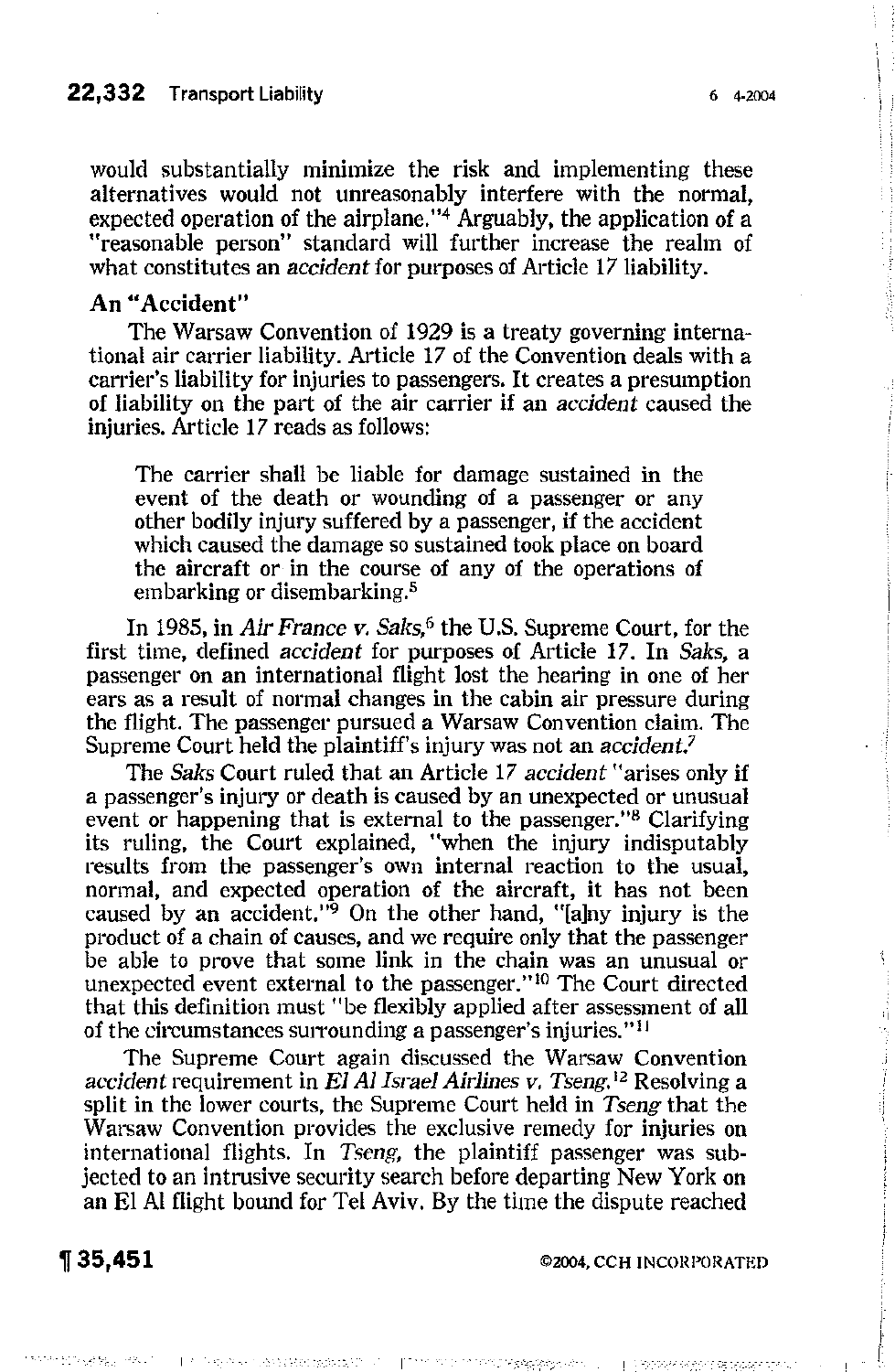would substantially minimize the risk and implementing these alternatives would not unreasonably interfere with the normal, expected operation of the airplane."[4] Arguably, the application of a "reasonable person" standard will further increase the realm of what constitutes an *accident* for purposes of Article 17 liability.

## An "Accident"

The Warsaw Convention of 1929 is a treaty governing international air carrier liability. Article 17 of the Convention deals with a carrier's liability for injuries to passengers. It creates a presumption of liability on the part of the air carrier if an *accident* caused the injuries. Article 17 reads as follows:

> The carrier shall be liable for damage sustained in the event of the death or wounding of a passenger or any other bodily injury suffered by a passenger, if the accident which caused the damage so sustained took place on board the aircraft or in the course of any of the operations of embarking or disembarking.[5]

In 1985, in *Air France v. Saks*,[6] the U.S. Supreme Court, for the first time, defined *accident* for purposes of Article 17. In *Saks*, a passenger on an international flight lost the hearing in one of her ears as a result of normal changes in the cabin air pressure during the flight. The passenger pursued a Warsaw Convention claim. The Supreme Court held the plaintiff's injury was not an *accident*.[7]

The *Saks* Court ruled that an Article 17 *accident* "arises only if a passenger's injury or death is caused by an unexpected or unusual event or happening that is external to the passenger."[8] Clarifying its ruling, the Court explained, "when the injury indisputably results from the passenger's own internal reaction to the usual, normal, and expected operation of the aircraft, it has not been caused by an accident."[9] On the other hand, "[a]ny injury is the product of a chain of causes, and we require only that the passenger be able to prove that some link in the chain was an unusual or unexpected event external to the passenger."[10] The Court directed that this definition must "be flexibly applied after assessment of all of the circumstances surrounding a passenger's injuries."[11]

The Supreme Court again discussed the Warsaw Convention *accident* requirement in *El Al Israel Airlines v. Tseng*.[12] Resolving a split in the lower courts, the Supreme Court held in *Tseng* that the Warsaw Convention provides the exclusive remedy for injuries on international flights. In *Tseng*, the plaintiff passenger was subjected to an intrusive security search before departing New York on an El Al flight bound for Tel Aviv. By the time the dispute reached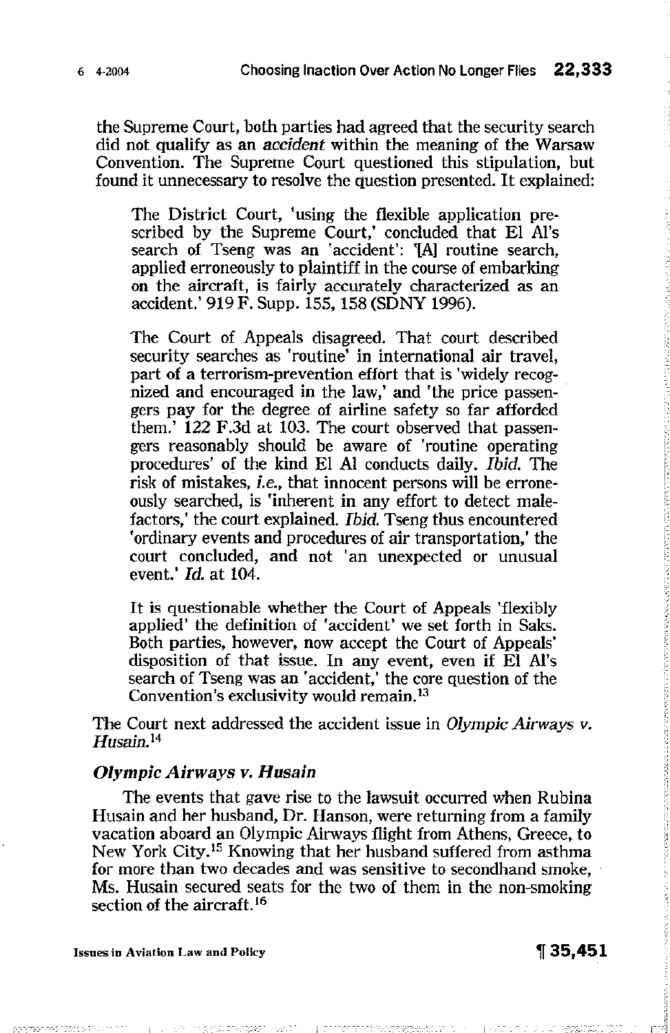the Supreme Court, both parties had agreed that the security search did not qualify as an *accident* within the meaning of the Warsaw Convention. The Supreme Court questioned this stipulation, but found it unnecessary to resolve the question presented. It explained:

> The District Court, 'using the flexible application prescribed by the Supreme Court,' concluded that El Al's search of Tseng was an 'accident': '[A] routine search, applied erroneously to plaintiff in the course of embarking on the aircraft, is fairly accurately characterized as an accident.' 919 F. Supp. 155, 158 (SDNY 1996).
>
> The Court of Appeals disagreed. That court described security searches as 'routine' in international air travel, part of a terrorism-prevention effort that is 'widely recognized and encouraged in the law,' and 'the price passengers pay for the degree of airline safety so far afforded them.' 122 F.3d at 103. The court observed that passengers reasonably should be aware of 'routine operating procedures' of the kind El Al conducts daily. *Ibid.* The risk of mistakes, *i.e.*, that innocent persons will be erroneously searched, is 'inherent in any effort to detect malefactors,' the court explained. *Ibid.* Tseng thus encountered 'ordinary events and procedures of air transportation,' the court concluded, and not 'an unexpected or unusual event.' *Id.* at 104.
>
> It is questionable whether the Court of Appeals 'flexibly applied' the definition of 'accident' we set forth in Saks. Both parties, however, now accept the Court of Appeals' disposition of that issue. In any event, even if El Al's search of Tseng was an 'accident,' the core question of the Convention's exclusivity would remain.[13]

The Court next addressed the accident issue in *Olympic Airways v. Husain.*[14]

### *Olympic Airways v. Husain*

The events that gave rise to the lawsuit occurred when Rubina Husain and her husband, Dr. Hanson, were returning from a family vacation aboard an Olympic Airways flight from Athens, Greece, to New York City.[15] Knowing that her husband suffered from asthma for more than two decades and was sensitive to secondhand smoke, Ms. Husain secured seats for the two of them in the non-smoking section of the aircraft.[16]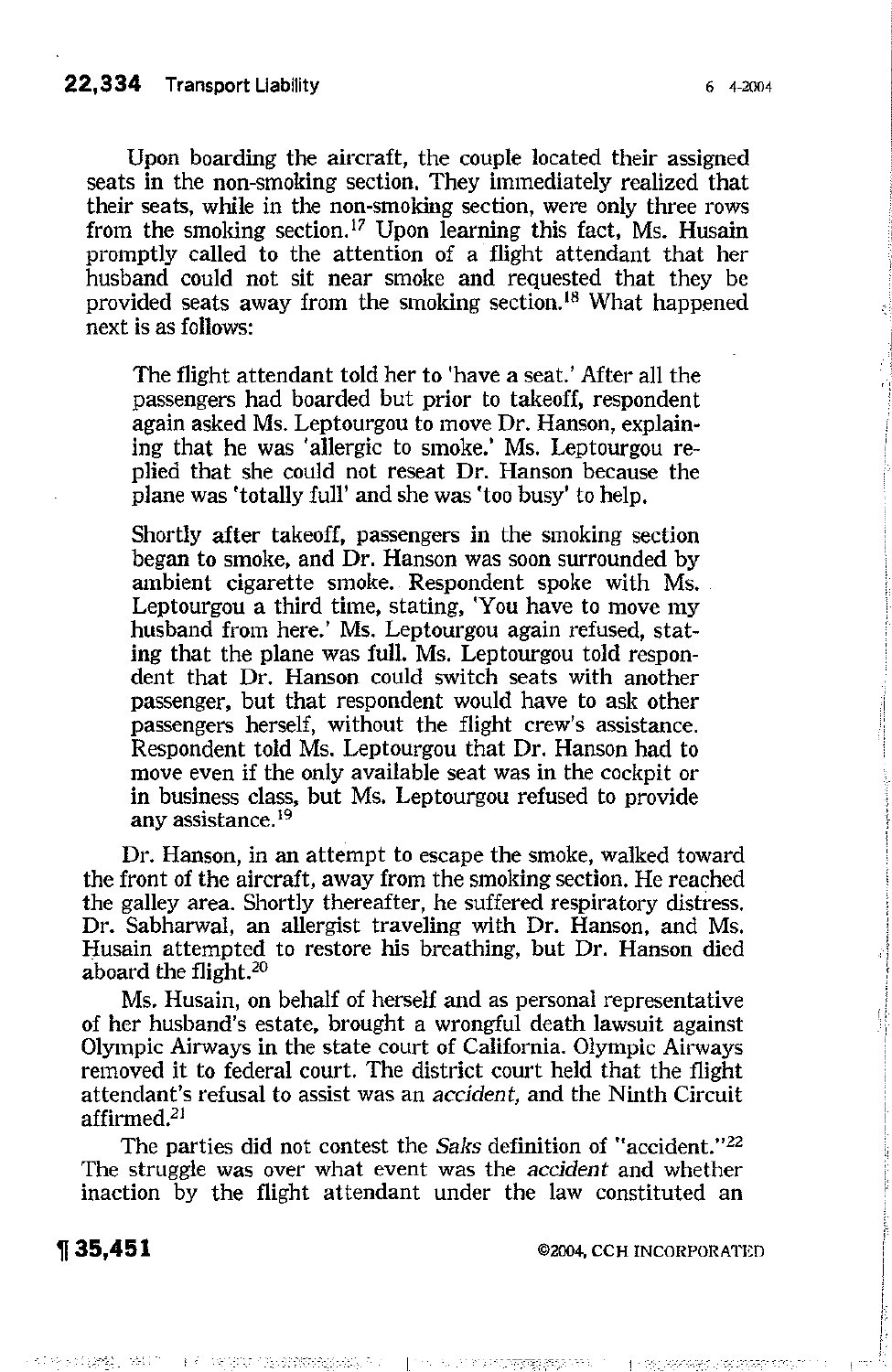Upon boarding the aircraft, the couple located their assigned seats in the non-smoking section. They immediately realized that their seats, while in the non-smoking section, were only three rows from the smoking section.[17] Upon learning this fact, Ms. Husain promptly called to the attention of a flight attendant that her husband could not sit near smoke and requested that they be provided seats away from the smoking section.[18] What happened next is as follows:

> The flight attendant told her to 'have a seat.' After all the passengers had boarded but prior to takeoff, respondent again asked Ms. Leptourgou to move Dr. Hanson, explaining that he was 'allergic to smoke.' Ms. Leptourgou replied that she could not reseat Dr. Hanson because the plane was 'totally full' and she was 'too busy' to help.
>
> Shortly after takeoff, passengers in the smoking section began to smoke, and Dr. Hanson was soon surrounded by ambient cigarette smoke. Respondent spoke with Ms. Leptourgou a third time, stating, 'You have to move my husband from here.' Ms. Leptourgou again refused, stating that the plane was full. Ms. Leptourgou told respondent that Dr. Hanson could switch seats with another passenger, but that respondent would have to ask other passengers herself, without the flight crew's assistance. Respondent told Ms. Leptourgou that Dr. Hanson had to move even if the only available seat was in the cockpit or in business class, but Ms. Leptourgou refused to provide any assistance.[19]

Dr. Hanson, in an attempt to escape the smoke, walked toward the front of the aircraft, away from the smoking section. He reached the galley area. Shortly thereafter, he suffered respiratory distress. Dr. Sabharwal, an allergist traveling with Dr. Hanson, and Ms. Husain attempted to restore his breathing, but Dr. Hanson died aboard the flight.[20]

Ms. Husain, on behalf of herself and as personal representative of her husband's estate, brought a wrongful death lawsuit against Olympic Airways in the state court of California. Olympic Airways removed it to federal court. The district court held that the flight attendant's refusal to assist was an *accident*, and the Ninth Circuit affirmed.[21]

The parties did not contest the *Saks* definition of "accident."[22] The struggle was over what event was the *accident* and whether inaction by the flight attendant under the law constituted an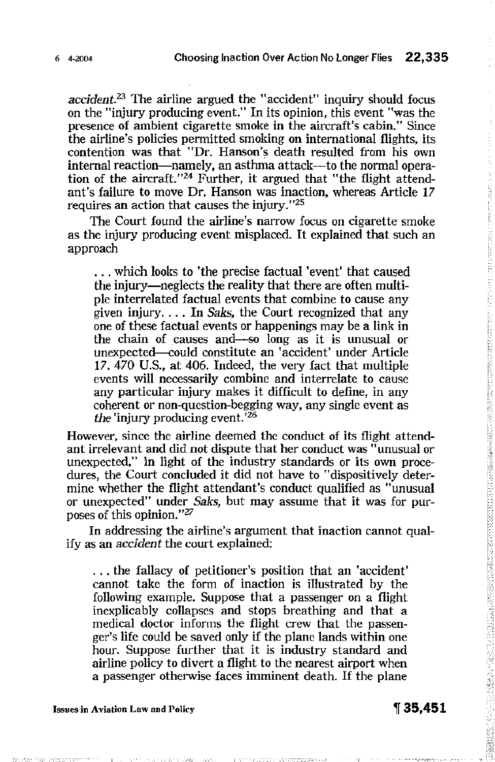*accident*.[23] The airline argued the "accident" inquiry should focus on the "injury producing event." In its opinion, this event "was the presence of ambient cigarette smoke in the aircraft's cabin." Since the airline's policies permitted smoking on international flights, its contention was that "Dr. Hanson's death resulted from his own internal reaction—namely, an asthma attack—to the normal operation of the aircraft."[24] Further, it argued that "the flight attendant's failure to move Dr. Hanson was inaction, whereas Article 17 requires an action that causes the injury."[25]

The Court found the airline's narrow focus on cigarette smoke as the injury producing event misplaced. It explained that such an approach

> . . . which looks to 'the precise factual 'event' that caused the injury—neglects the reality that there are often multiple interrelated factual events that combine to cause any given injury. . . . In *Saks*, the Court recognized that any one of these factual events or happenings may be a link in the chain of causes and—so long as it is unusual or unexpected—could constitute an 'accident' under Article 17. 470 U.S., at 406. Indeed, the very fact that multiple events will necessarily combine and interrelate to cause any particular injury makes it difficult to define, in any coherent or non-question-begging way, any single event as *the* 'injury producing event.'[26]

However, since the airline deemed the conduct of its flight attendant irrelevant and did not dispute that her conduct was "unusual or unexpected," in light of the industry standards or its own procedures, the Court concluded it did not have to "dispositively determine whether the flight attendant's conduct qualified as "unusual or unexpected" under *Saks*, but may assume that it was for purposes of this opinion."[27]

In addressing the airline's argument that inaction cannot qualify as an *accident* the court explained:

> . . . the fallacy of petitioner's position that an 'accident' cannot take the form of inaction is illustrated by the following example. Suppose that a passenger on a flight inexplicably collapses and stops breathing and that a medical doctor informs the flight crew that the passenger's life could be saved only if the plane lands within one hour. Suppose further that it is industry standard and airline policy to divert a flight to the nearest airport when a passenger otherwise faces imminent death. If the plane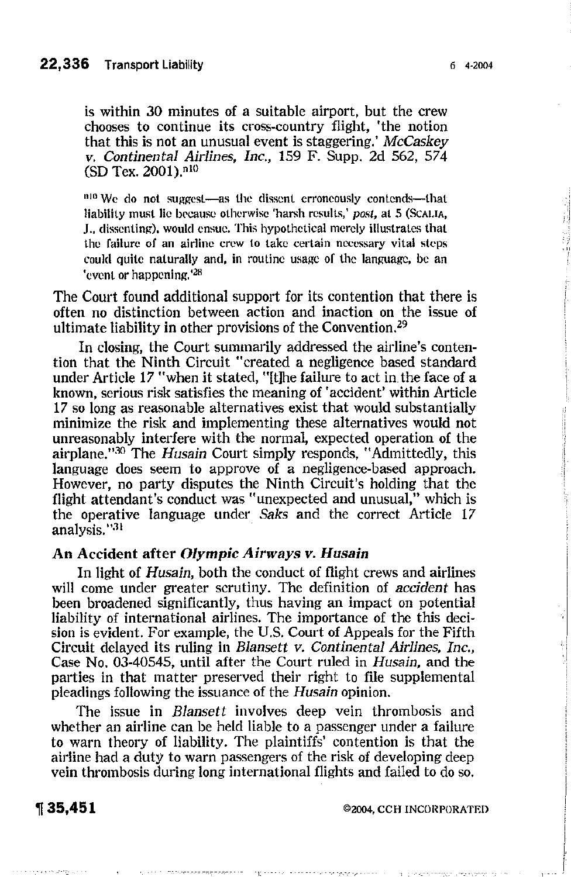is within 30 minutes of a suitable airport, but the crew chooses to continue its cross-country flight, 'the notion that this is not an unusual event is staggering.' *McCaskey v. Continental Airlines, Inc.*, 159 F. Supp. 2d 562, 574 (SD Tex. 2001).[n10]

[n10] We do not suggest—as the dissent erroneously contends—that liability must lie because otherwise 'harsh results,' *post*, at 5 (SCALIA, J., dissenting), would ensue. This hypothetical merely illustrates that the failure of an airline crew to take certain necessary vital steps could quite naturally and, in routine usage of the language, be an 'event or happening.'[28]

The Court found additional support for its contention that there is often no distinction between action and inaction on the issue of ultimate liability in other provisions of the Convention.[29]

In closing, the Court summarily addressed the airline's contention that the Ninth Circuit "created a negligence based standard under Article 17 "when it stated, "[t]he failure to act in the face of a known, serious risk satisfies the meaning of 'accident' within Article 17 so long as reasonable alternatives exist that would substantially minimize the risk and implementing these alternatives would not unreasonably interfere with the normal, expected operation of the airplane."[30] The *Husain* Court simply responds, "Admittedly, this language does seem to approve of a negligence-based approach. However, no party disputes the Ninth Circuit's holding that the flight attendant's conduct was "unexpected and unusual," which is the operative language under *Saks* and the correct Article 17 analysis."[31]

### An Accident after *Olympic Airways v. Husain*

In light of *Husain*, both the conduct of flight crews and airlines will come under greater scrutiny. The definition of *accident* has been broadened significantly, thus having an impact on potential liability of international airlines. The importance of the this decision is evident. For example, the U.S. Court of Appeals for the Fifth Circuit delayed its ruling in *Blansett v. Continental Airlines, Inc.*, Case No. 03-40545, until after the Court ruled in *Husain*, and the parties in that matter preserved their right to file supplemental pleadings following the issuance of the *Husain* opinion.

The issue in *Blansett* involves deep vein thrombosis and whether an airline can be held liable to a passenger under a failure to warn theory of liability. The plaintiffs' contention is that the airline had a duty to warn passengers of the risk of developing deep vein thrombosis during long international flights and failed to do so.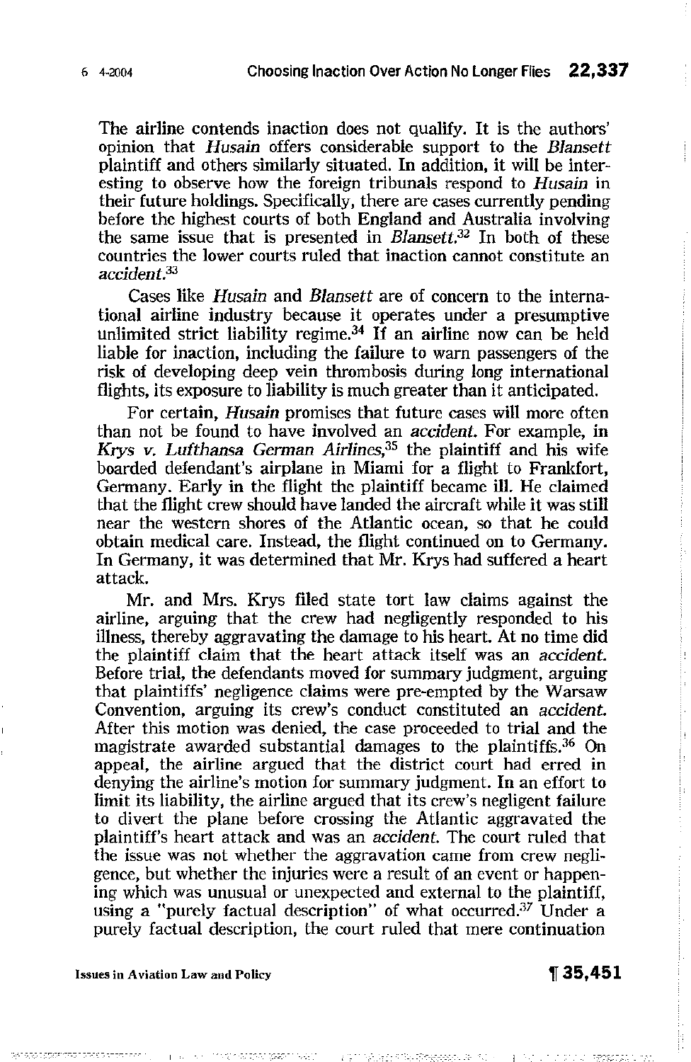The airline contends inaction does not qualify. It is the authors' opinion that *Husain* offers considerable support to the *Blansett* plaintiff and others similarly situated. In addition, it will be interesting to observe how the foreign tribunals respond to *Husain* in their future holdings. Specifically, there are cases currently pending before the highest courts of both England and Australia involving the same issue that is presented in *Blansett*.[32] In both of these countries the lower courts ruled that inaction cannot constitute an *accident*.[33]

Cases like *Husain* and *Blansett* are of concern to the international airline industry because it operates under a presumptive unlimited strict liability regime.[34] If an airline now can be held liable for inaction, including the failure to warn passengers of the risk of developing deep vein thrombosis during long international flights, its exposure to liability is much greater than it anticipated.

For certain, *Husain* promises that future cases will more often than not be found to have involved an *accident*. For example, in *Krys v. Lufthansa German Airlines*,[35] the plaintiff and his wife boarded defendant's airplane in Miami for a flight to Frankfort, Germany. Early in the flight the plaintiff became ill. He claimed that the flight crew should have landed the aircraft while it was still near the western shores of the Atlantic ocean, so that he could obtain medical care. Instead, the flight continued on to Germany. In Germany, it was determined that Mr. Krys had suffered a heart attack.

Mr. and Mrs. Krys filed state tort law claims against the airline, arguing that the crew had negligently responded to his illness, thereby aggravating the damage to his heart. At no time did the plaintiff claim that the heart attack itself was an *accident*. Before trial, the defendants moved for summary judgment, arguing that plaintiffs' negligence claims were pre-empted by the Warsaw Convention, arguing its crew's conduct constituted an *accident*. After this motion was denied, the case proceeded to trial and the magistrate awarded substantial damages to the plaintiffs.[36] On appeal, the airline argued that the district court had erred in denying the airline's motion for summary judgment. In an effort to limit its liability, the airline argued that its crew's negligent failure to divert the plane before crossing the Atlantic aggravated the plaintiff's heart attack and was an *accident*. The court ruled that the issue was not whether the aggravation came from crew negligence, but whether the injuries were a result of an event or happening which was unusual or unexpected and external to the plaintiff, using a "purely factual description" of what occurred.[37] Under a purely factual description, the court ruled that mere continuation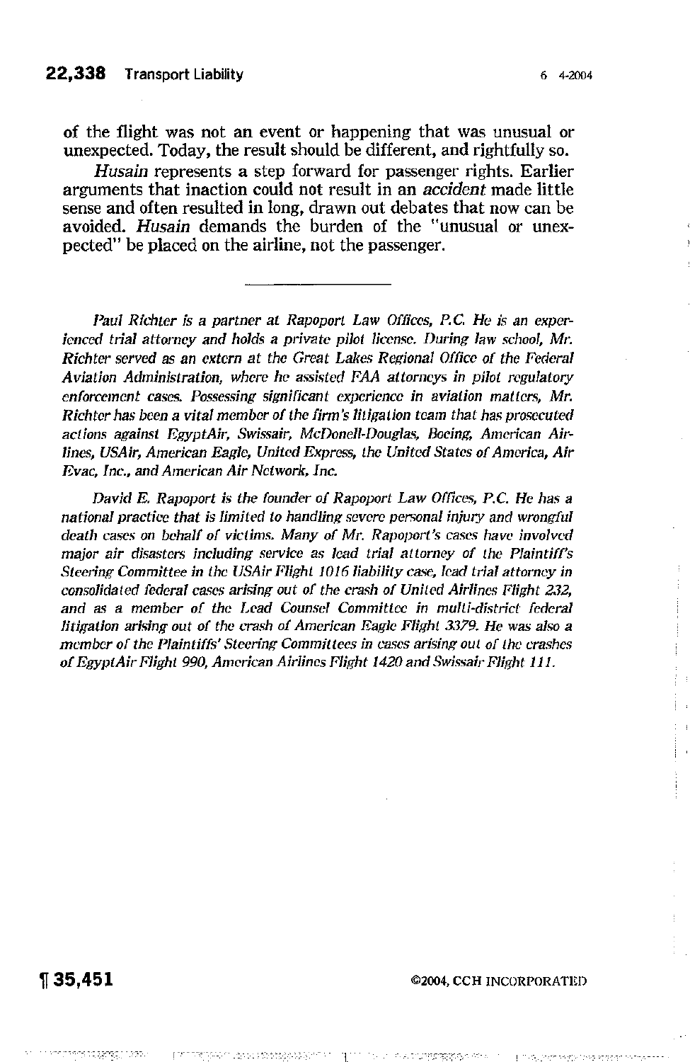of the flight was not an event or happening that was unusual or unexpected. Today, the result should be different, and rightfully so.

*Husain* represents a step forward for passenger rights. Earlier arguments that inaction could not result in an *accident* made little sense and often resulted in long, drawn out debates that now can be avoided. *Husain* demands the burden of the "unusual or unexpected" be placed on the airline, not the passenger.

---

*Paul Richter is a partner at Rapoport Law Offices, P.C. He is an experienced trial attorney and holds a private pilot license. During law school, Mr. Richter served as an extern at the Great Lakes Regional Office of the Federal Aviation Administration, where he assisted FAA attorneys in pilot regulatory enforcement cases. Possessing significant experience in aviation matters, Mr. Richter has been a vital member of the firm's litigation team that has prosecuted actions against EgyptAir, Swissair, McDonell-Douglas, Boeing, American Airlines, USAir, American Eagle, United Express, the United States of America, Air Evac, Inc., and American Air Network, Inc.*

*David E. Rapoport is the founder of Rapoport Law Offices, P.C. He has a national practice that is limited to handling severe personal injury and wrongful death cases on behalf of victims. Many of Mr. Rapoport's cases have involved major air disasters including service as lead trial attorney of the Plaintiff's Steering Committee in the USAir Flight 1016 liability case, lead trial attorney in consolidated federal cases arising out of the crash of United Airlines Flight 232, and as a member of the Lead Counsel Committee in multi-district federal litigation arising out of the crash of American Eagle Flight 3379. He was also a member of the Plaintiffs' Steering Committees in cases arising out of the crashes of EgyptAir Flight 990, American Airlines Flight 1420 and Swissair Flight 111.*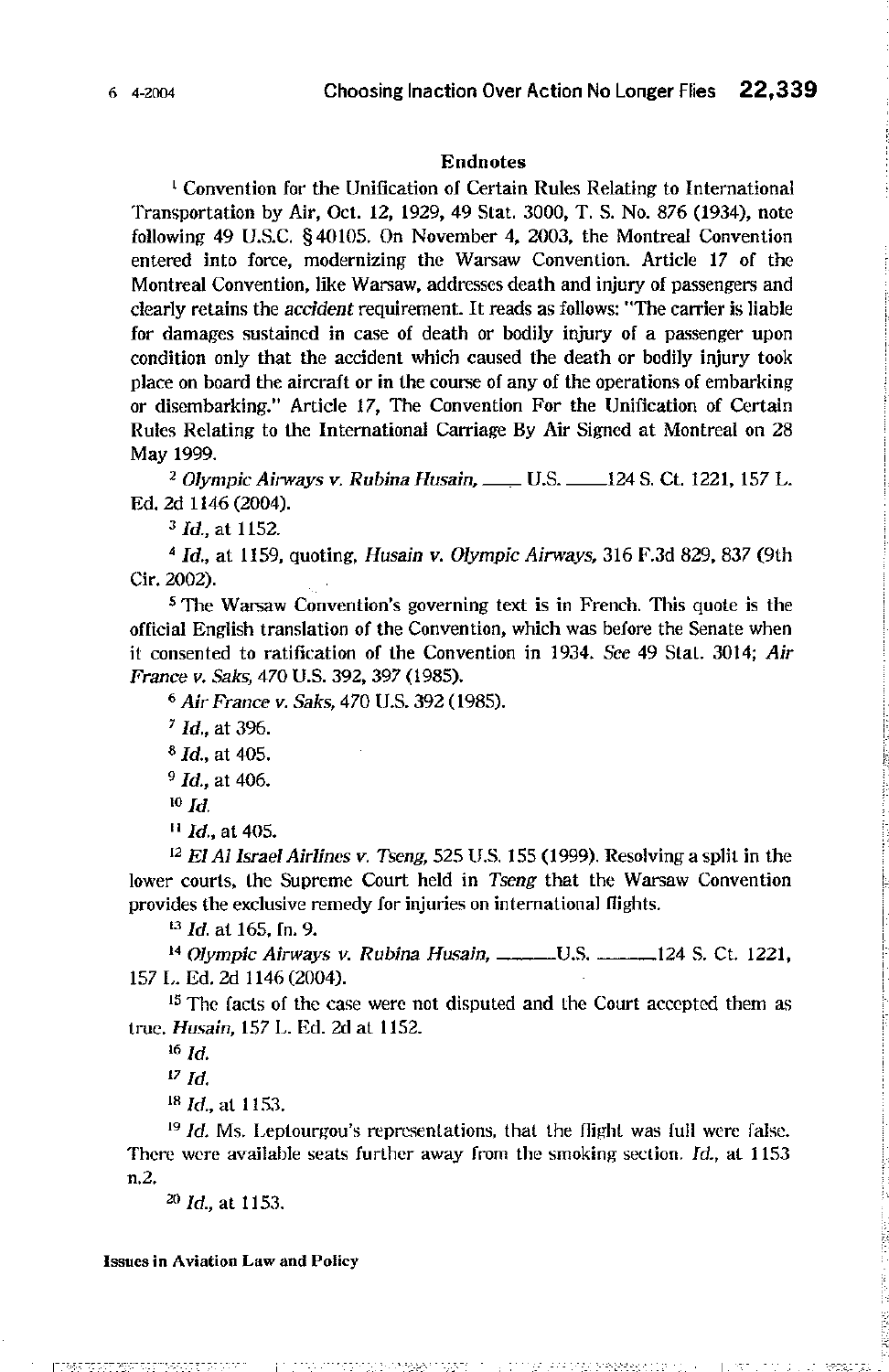## Endnotes

[1] Convention for the Unification of Certain Rules Relating to International Transportation by Air, Oct. 12, 1929, 49 Stat. 3000, T. S. No. 876 (1934), note following 49 U.S.C. §40105. On November 4, 2003, the Montreal Convention entered into force, modernizing the Warsaw Convention. Article 17 of the Montreal Convention, like Warsaw, addresses death and injury of passengers and clearly retains the *accident* requirement. It reads as follows: "The carrier is liable for damages sustained in case of death or bodily injury of a passenger upon condition only that the accident which caused the death or bodily injury took place on board the aircraft or in the course of any of the operations of embarking or disembarking." Article 17, The Convention For the Unification of Certain Rules Relating to the International Carriage By Air Signed at Montreal on 28 May 1999.

[2] *Olympic Airways v. Rubina Husain*, ____ U.S. ____124 S. Ct. 1221, 157 L. Ed. 2d 1146 (2004).

[3] *Id.*, at 1152.

[4] *Id.*, at 1159, quoting, *Husain v. Olympic Airways*, 316 F.3d 829, 837 (9th Cir. 2002).

[5] The Warsaw Convention's governing text is in French. This quote is the official English translation of the Convention, which was before the Senate when it consented to ratification of the Convention in 1934. *See* 49 Stat. 3014; *Air France v. Saks*, 470 U.S. 392, 397 (1985).

[6] *Air France v. Saks*, 470 U.S. 392 (1985).

[7] *Id.*, at 396.

[8] *Id.*, at 405.

[9] *Id.*, at 406.

[10] *Id.*

[11] *Id.*, at 405.

[12] *El Al Israel Airlines v. Tseng*, 525 U.S. 155 (1999). Resolving a split in the lower courts, the Supreme Court held in *Tseng* that the Warsaw Convention provides the exclusive remedy for injuries on international flights.

[13] *Id.* at 165, fn. 9.

[14] *Olympic Airways v. Rubina Husain*, ______U.S. ______124 S. Ct. 1221, 157 L. Ed. 2d 1146 (2004).

[15] The facts of the case were not disputed and the Court accepted them as true. *Husain*, 157 L. Ed. 2d at 1152.

[16] *Id.*

[17] *Id.*

[18] *Id.*, at 1153.

[19] *Id.* Ms. Leptourgou's representations, that the flight was full were false. There were available seats further away from the smoking section. *Id.*, at 1153 n.2.

[20] *Id.*, at 1153.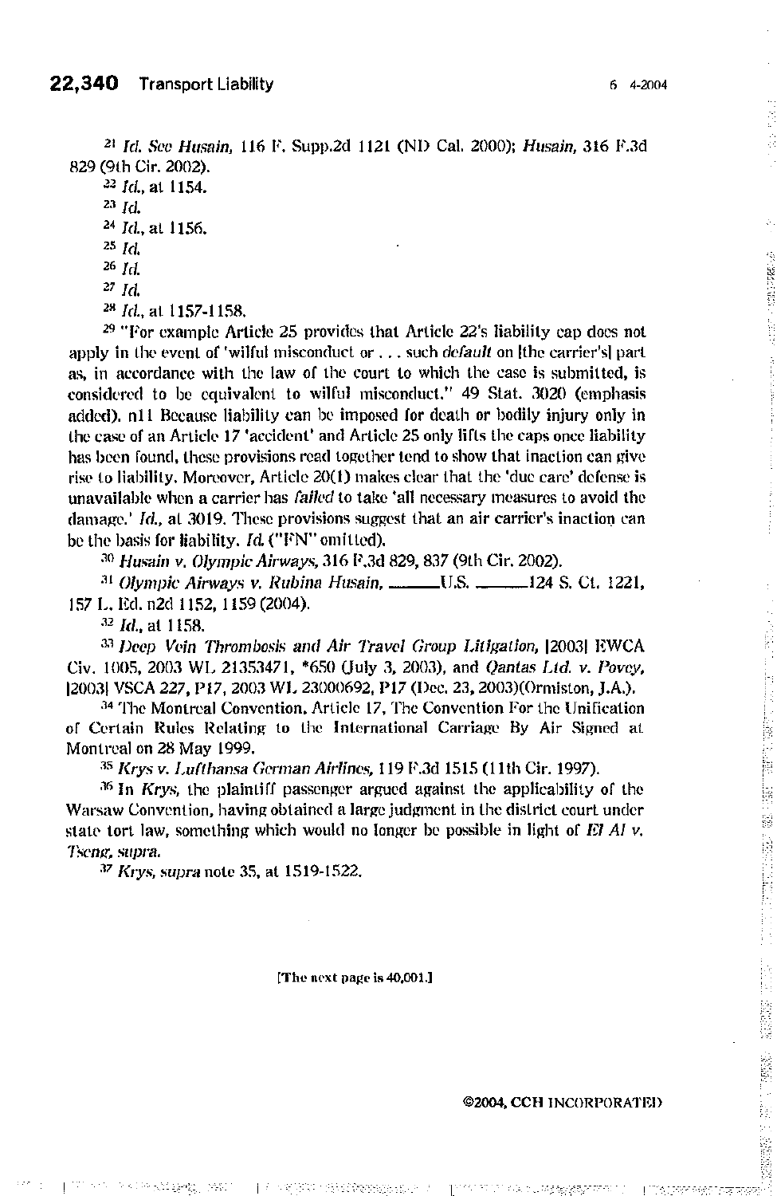[21] *Id. See Husain*, 116 F. Supp.2d 1121 (ND Cal. 2000); *Husain*, 316 F.3d 829 (9th Cir. 2002).

[22] *Id.*, at 1154.

[23] *Id.*

[24] *Id.*, at 1156.

[25] *Id.*

[26] *Id.*

[27] *Id.*

[28] *Id.*, at 1157-1158.

[29] "For example Article 25 provides that Article 22's liability cap does not apply in the event of 'wilful misconduct or . . . such *default* on [the carrier's] part as, in accordance with the law of the court to which the case is submitted, is considered to be equivalent to wilful misconduct." 49 Stat. 3020 (emphasis added). n11 Because liability can be imposed for death or bodily injury only in the case of an Article 17 'accident' and Article 25 only lifts the caps once liability has been found, these provisions read together tend to show that inaction can give rise to liability. Moreover, Article 20(1) makes clear that the 'due care' defense is unavailable when a carrier has *failed* to take 'all necessary measures to avoid the damage.' *Id.*, at 3019. These provisions suggest that an air carrier's inaction can be the basis for liability. *Id.* ("FN" omitted).

[30] *Husain v. Olympic Airways*, 316 F.3d 829, 837 (9th Cir. 2002).

[31] *Olympic Airways v. Rubina Husain*, \_\_\_\_\_U.S. \_\_\_\_\_124 S. Ct. 1221, 157 L. Ed. n2d 1152, 1159 (2004).

[32] *Id.*, at 1158.

[33] *Deep Vein Thrombosis and Air Travel Group Litigation*, [2003] EWCA Civ. 1005, 2003 WL 21353471, *650 (July 3, 2003), and *Qantas Ltd. v. Povey*, [2003] VSCA 227, P17, 2003 WL 23000692, P17 (Dec. 23, 2003)(Ormiston, J.A.).

[34] The Montreal Convention, Article 17, The Convention For the Unification of Certain Rules Relating to the International Carriage By Air Signed at Montreal on 28 May 1999.

[35] *Krys v. Lufthansa German Airlines*, 119 F.3d 1515 (11th Cir. 1997).

[36] In *Krys*, the plaintiff passenger argued against the applicability of the Warsaw Convention, having obtained a large judgment in the district court under state tort law, something which would no longer be possible in light of *El Al v. Tseng, supra.*

[37] *Krys, supra* note 35, at 1519-1522.

[The next page is 40,001.]